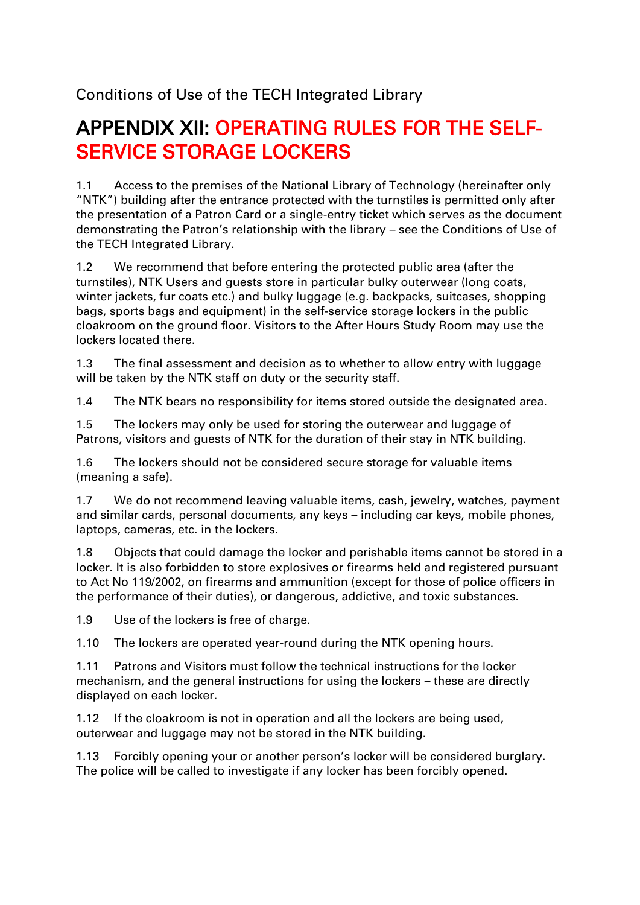Conditions of Use of the TECH Integrated Library

# APPENDIX XII: OPERATING RULES FOR THE SELF-SERVICE STORAGE LOCKERS

1.1 Access to the premises of the National Library of Technology (hereinafter only "NTK") building after the entrance protected with the turnstiles is permitted only after the presentation of a Patron Card or a single-entry ticket which serves as the document demonstrating the Patron's relationship with the library – see the Conditions of Use of the TECH Integrated Library.

1.2 We recommend that before entering the protected public area (after the turnstiles), NTK Users and guests store in particular bulky outerwear (long coats, winter jackets, fur coats etc.) and bulky luggage (e.g. backpacks, suitcases, shopping bags, sports bags and equipment) in the self-service storage lockers in the public cloakroom on the ground floor. Visitors to the After Hours Study Room may use the lockers located there.

1.3 The final assessment and decision as to whether to allow entry with luggage will be taken by the NTK staff on duty or the security staff.

1.4 The NTK bears no responsibility for items stored outside the designated area.

1.5 The lockers may only be used for storing the outerwear and luggage of Patrons, visitors and guests of NTK for the duration of their stay in NTK building.

1.6 The lockers should not be considered secure storage for valuable items (meaning a safe).

1.7 We do not recommend leaving valuable items, cash, jewelry, watches, payment and similar cards, personal documents, any keys – including car keys, mobile phones, laptops, cameras, etc. in the lockers.

1.8 Objects that could damage the locker and perishable items cannot be stored in a locker. It is also forbidden to store explosives or firearms held and registered pursuant to Act No 119/2002, on firearms and ammunition (except for those of police officers in the performance of their duties), or dangerous, addictive, and toxic substances.

1.9 Use of the lockers is free of charge.

1.10 The lockers are operated year-round during the NTK opening hours.

1.11 Patrons and Visitors must follow the technical instructions for the locker mechanism, and the general instructions for using the lockers – these are directly displayed on each locker.

1.12 If the cloakroom is not in operation and all the lockers are being used, outerwear and luggage may not be stored in the NTK building.

1.13 Forcibly opening your or another person's locker will be considered burglary. The police will be called to investigate if any locker has been forcibly opened.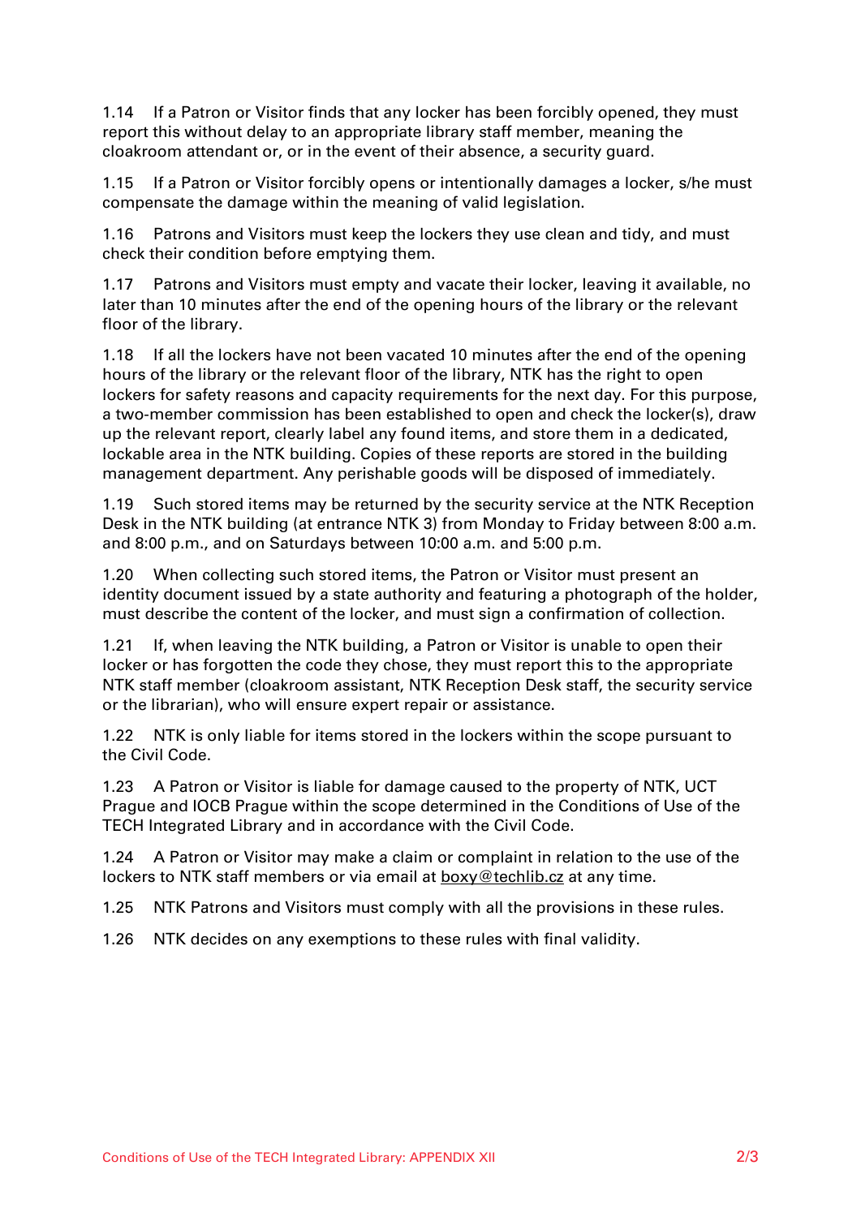1.14 If a Patron or Visitor finds that any locker has been forcibly opened, they must report this without delay to an appropriate library staff member, meaning the cloakroom attendant or, or in the event of their absence, a security guard.

1.15 If a Patron or Visitor forcibly opens or intentionally damages a locker, s/he must compensate the damage within the meaning of valid legislation.

1.16 Patrons and Visitors must keep the lockers they use clean and tidy, and must check their condition before emptying them.

1.17 Patrons and Visitors must empty and vacate their locker, leaving it available, no later than 10 minutes after the end of the opening hours of the library or the relevant floor of the library.

1.18 If all the lockers have not been vacated 10 minutes after the end of the opening hours of the library or the relevant floor of the library, NTK has the right to open lockers for safety reasons and capacity requirements for the next day. For this purpose, a two-member commission has been established to open and check the locker(s), draw up the relevant report, clearly label any found items, and store them in a dedicated, lockable area in the NTK building. Copies of these reports are stored in the building management department. Any perishable goods will be disposed of immediately.

1.19 Such stored items may be returned by the security service at the NTK Reception Desk in the NTK building (at entrance NTK 3) from Monday to Friday between 8:00 a.m. and 8:00 p.m., and on Saturdays between 10:00 a.m. and 5:00 p.m.

1.20 When collecting such stored items, the Patron or Visitor must present an identity document issued by a state authority and featuring a photograph of the holder, must describe the content of the locker, and must sign a confirmation of collection.

1.21 If, when leaving the NTK building, a Patron or Visitor is unable to open their locker or has forgotten the code they chose, they must report this to the appropriate NTK staff member (cloakroom assistant, NTK Reception Desk staff, the security service or the librarian), who will ensure expert repair or assistance.

1.22 NTK is only liable for items stored in the lockers within the scope pursuant to the Civil Code.

1.23 A Patron or Visitor is liable for damage caused to the property of NTK, UCT Prague and IOCB Prague within the scope determined in the Conditions of Use of the TECH Integrated Library and in accordance with the Civil Code.

1.24 A Patron or Visitor may make a claim or complaint in relation to the use of the lockers to NTK staff members or via email at boxy@techlib.cz at any time.

1.25 NTK Patrons and Visitors must comply with all the provisions in these rules.

1.26 NTK decides on any exemptions to these rules with final validity.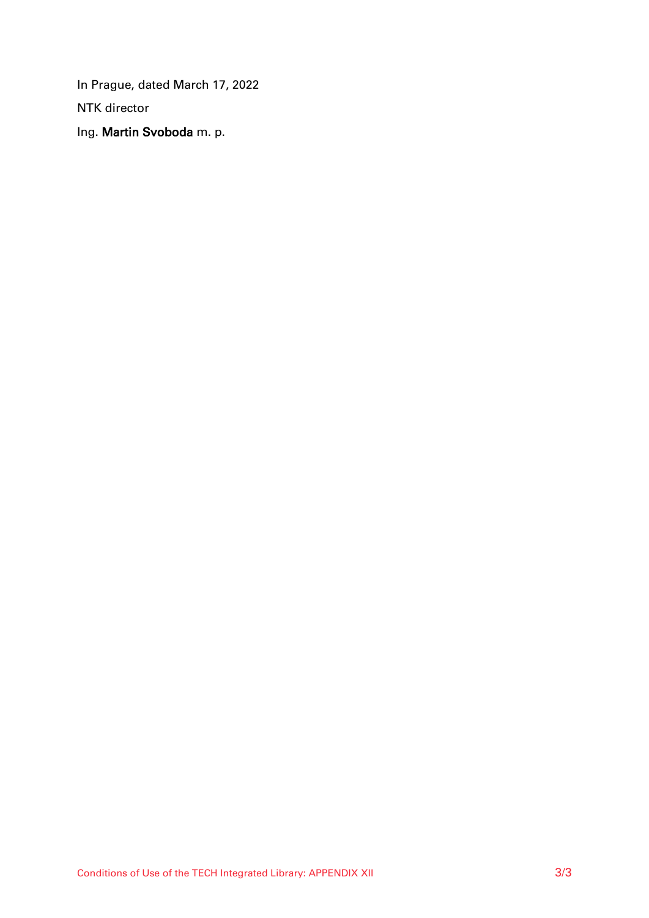In Prague, dated March 17, 2022

NTK director

Ing. **Martin Svoboda** m. p.